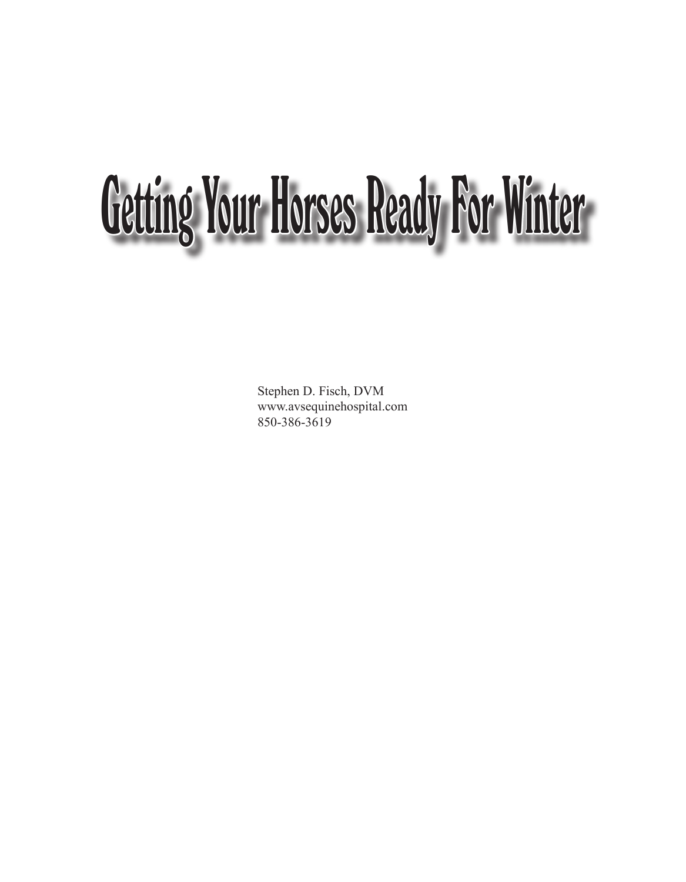# Getting Your Horses Ready For Winter

Stephen D. Fisch, DVM
www.avsequinehospital.com
850-386-3619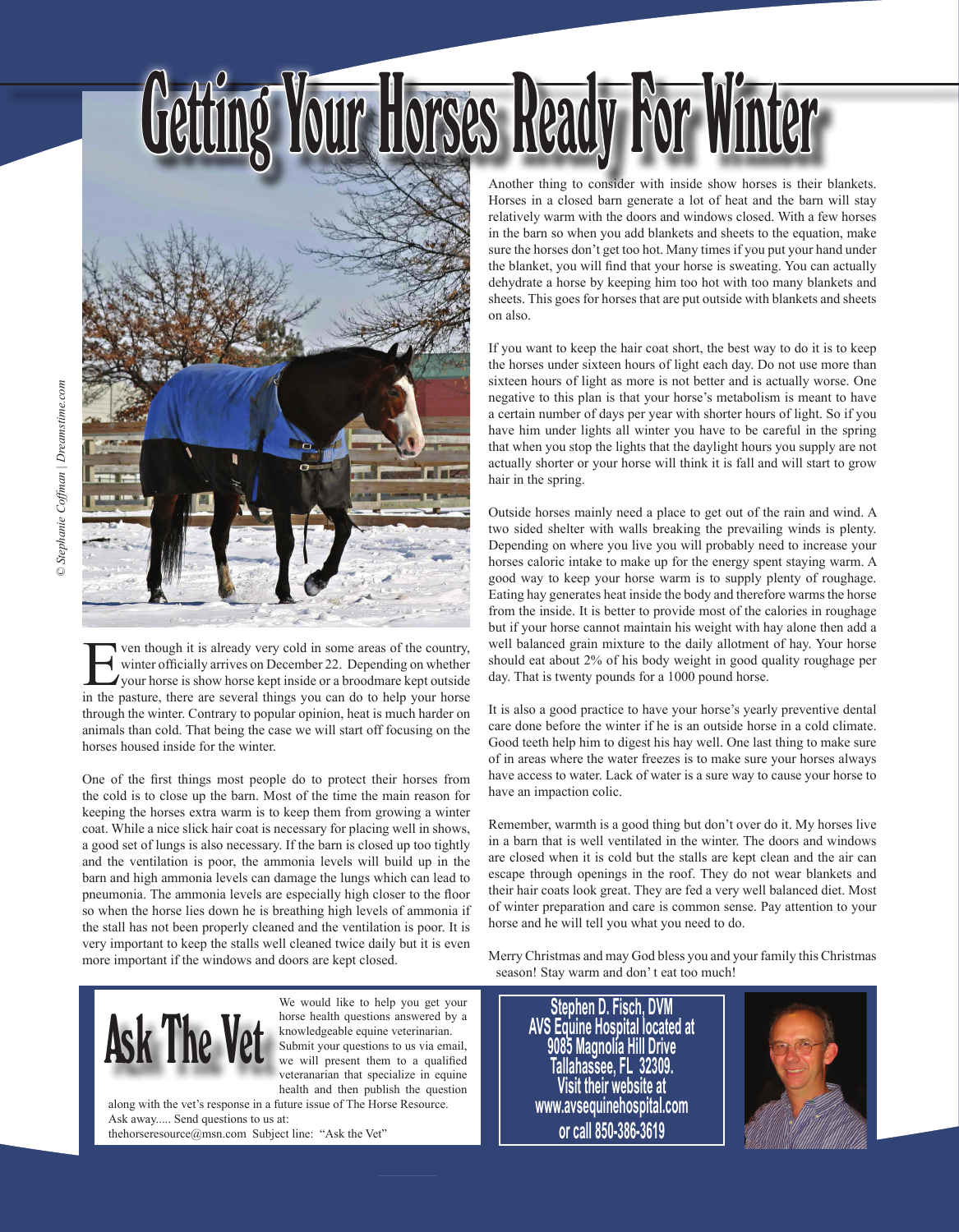# Getting Your Horses Ready For Winter

© Stephanie Coffman | Dreamstime.com

Even though it is already very cold in some areas of the country, winter officially arrives on December 22. Depending on whether your horse is show horse kept inside or a broodmare kept outside in the pasture, there are several things you can do to help your horse through the winter. Contrary to popular opinion, heat is much harder on animals than cold. That being the case we will start off focusing on the horses housed inside for the winter.

One of the first things most people do to protect their horses from the cold is to close up the barn. Most of the time the main reason for keeping the horses extra warm is to keep them from growing a winter coat. While a nice slick hair coat is necessary for placing well in shows, a good set of lungs is also necessary. If the barn is closed up too tightly and the ventilation is poor, the ammonia levels will build up in the barn and high ammonia levels can damage the lungs which can lead to pneumonia. The ammonia levels are especially high closer to the floor so when the horse lies down he is breathing high levels of ammonia if the stall has not been properly cleaned and the ventilation is poor. It is very important to keep the stalls well cleaned twice daily but it is even more important if the windows and doors are kept closed.

Another thing to consider with inside show horses is their blankets. Horses in a closed barn generate a lot of heat and the barn will stay relatively warm with the doors and windows closed. With a few horses in the barn so when you add blankets and sheets to the equation, make sure the horses don't get too hot. Many times if you put your hand under the blanket, you will find that your horse is sweating. You can actually dehydrate a horse by keeping him too hot with too many blankets and sheets. This goes for horses that are put outside with blankets and sheets on also.

If you want to keep the hair coat short, the best way to do it is to keep the horses under sixteen hours of light each day. Do not use more than sixteen hours of light as more is not better and is actually worse. One negative to this plan is that your horse's metabolism is meant to have a certain number of days per year with shorter hours of light. So if you have him under lights all winter you have to be careful in the spring that when you stop the lights that the daylight hours you supply are not actually shorter or your horse will think it is fall and will start to grow hair in the spring.

Outside horses mainly need a place to get out of the rain and wind. A two sided shelter with walls breaking the prevailing winds is plenty. Depending on where you live you will probably need to increase your horses caloric intake to make up for the energy spent staying warm. A good way to keep your horse warm is to supply plenty of roughage. Eating hay generates heat inside the body and therefore warms the horse from the inside. It is better to provide most of the calories in roughage but if your horse cannot maintain his weight with hay alone then add a well balanced grain mixture to the daily allotment of hay. Your horse should eat about 2% of his body weight in good quality roughage per day. That is twenty pounds for a 1000 pound horse.

It is also a good practice to have your horse's yearly preventive dental care done before the winter if he is an outside horse in a cold climate. Good teeth help him to digest his hay well. One last thing to make sure of in areas where the water freezes is to make sure your horses always have access to water. Lack of water is a sure way to cause your horse to have an impaction colic.

Remember, warmth is a good thing but don't over do it. My horses live in a barn that is well ventilated in the winter. The doors and windows are closed when it is cold but the stalls are kept clean and the air can escape through openings in the roof. They do not wear blankets and their hair coats look great. They are fed a very well balanced diet. Most of winter preparation and care is common sense. Pay attention to your horse and he will tell you what you need to do.

Merry Christmas and may God bless you and your family this Christmas season! Stay warm and don' t eat too much!

## Ask The Vet

We would like to help you get your horse health questions answered by a knowledgeable equine veterinarian. Submit your questions to us via email, we will present them to a qualified veteranarian that specialize in equine health and then publish the question along with the vet's response in a future issue of The Horse Resource. Ask away..... Send questions to us at: thehorseresource@msn.com Subject line: "Ask the Vet"

**Stephen D. Fisch, DVM**
**AVS Equine Hospital located at 9085 Magnolia Hill Drive Tallahassee, FL 32309.**
**Visit their website at www.avsequinehospital.com or call 850-386-3619**